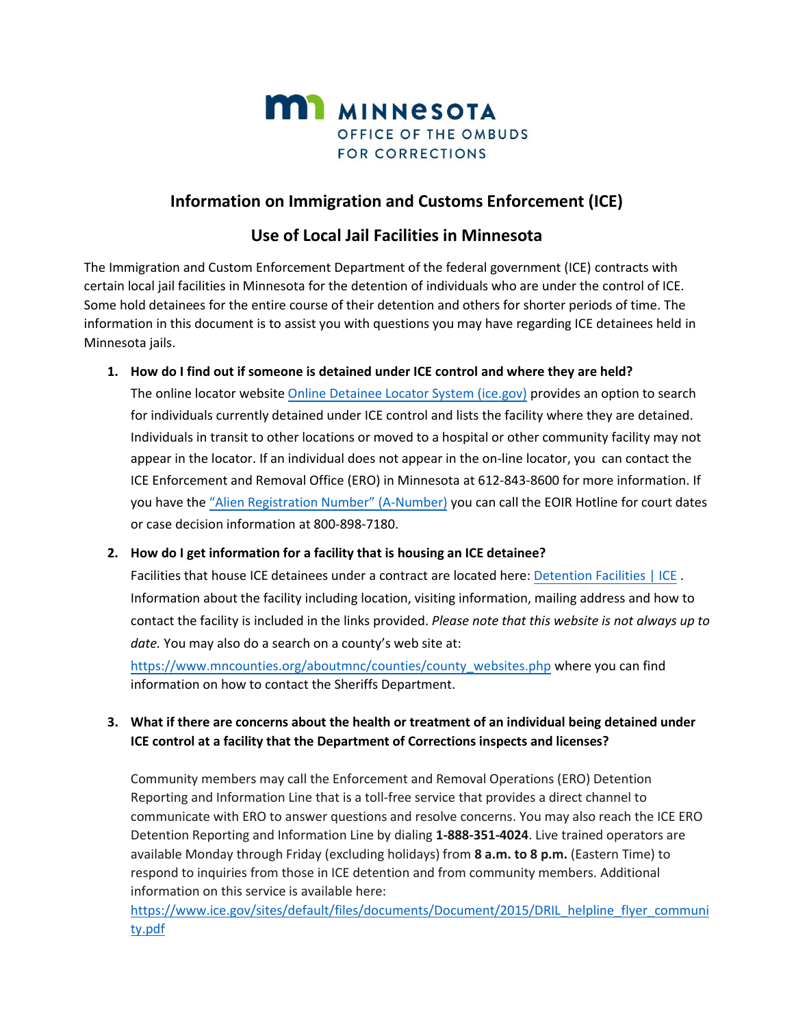MINNESOTA
OFFICE OF THE OMBUDS
FOR CORRECTIONS

# Information on Immigration and Customs Enforcement (ICE)

## Use of Local Jail Facilities in Minnesota

The Immigration and Custom Enforcement Department of the federal government (ICE) contracts with certain local jail facilities in Minnesota for the detention of individuals who are under the control of ICE. Some hold detainees for the entire course of their detention and others for shorter periods of time. The information in this document is to assist you with questions you may have regarding ICE detainees held in Minnesota jails.

1. **How do I find out if someone is detained under ICE control and where they are held?**

   The online locator website Online Detainee Locator System (ice.gov) provides an option to search for individuals currently detained under ICE control and lists the facility where they are detained. Individuals in transit to other locations or moved to a hospital or other community facility may not appear in the locator. If an individual does not appear in the on-line locator, you can contact the ICE Enforcement and Removal Office (ERO) in Minnesota at 612-843-8600 for more information. If you have the "Alien Registration Number" (A-Number) you can call the EOIR Hotline for court dates or case decision information at 800-898-7180.

2. **How do I get information for a facility that is housing an ICE detainee?**

   Facilities that house ICE detainees under a contract are located here: Detention Facilities | ICE . Information about the facility including location, visiting information, mailing address and how to contact the facility is included in the links provided. *Please note that this website is not always up to date.* You may also do a search on a county's web site at: https://www.mncounties.org/aboutmnc/counties/county_websites.php where you can find information on how to contact the Sheriffs Department.

3. **What if there are concerns about the health or treatment of an individual being detained under ICE control at a facility that the Department of Corrections inspects and licenses?**

   Community members may call the Enforcement and Removal Operations (ERO) Detention Reporting and Information Line that is a toll-free service that provides a direct channel to communicate with ERO to answer questions and resolve concerns. You may also reach the ICE ERO Detention Reporting and Information Line by dialing **1-888-351-4024**. Live trained operators are available Monday through Friday (excluding holidays) from **8 a.m. to 8 p.m.** (Eastern Time) to respond to inquiries from those in ICE detention and from community members. Additional information on this service is available here: https://www.ice.gov/sites/default/files/documents/Document/2015/DRIL_helpline_flyer_community.pdf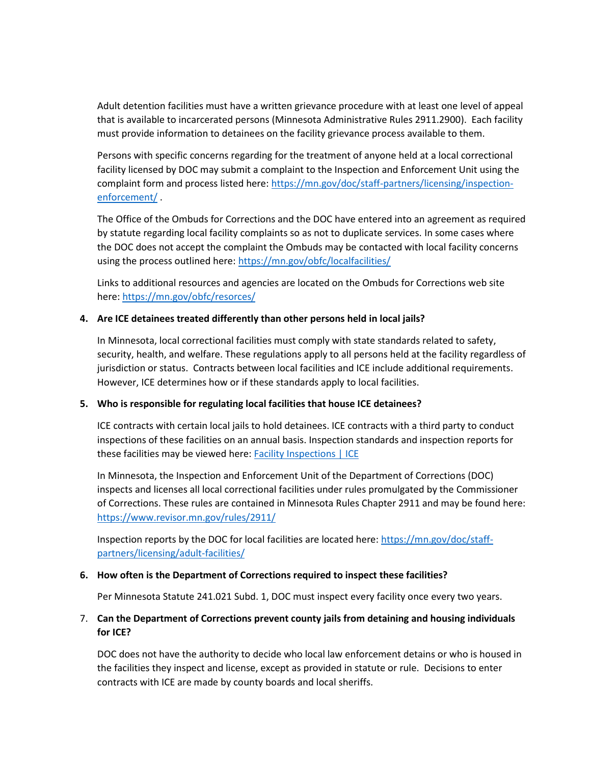Adult detention facilities must have a written grievance procedure with at least one level of appeal that is available to incarcerated persons (Minnesota Administrative Rules 2911.2900). Each facility must provide information to detainees on the facility grievance process available to them.

Persons with specific concerns regarding for the treatment of anyone held at a local correctional facility licensed by DOC may submit a complaint to the Inspection and Enforcement Unit using the complaint form and process listed here: [https://mn.gov/doc/staff-partners/licensing/inspection-enforcement/](https://mn.gov/doc/staff-partners/licensing/inspection-enforcement/) .

The Office of the Ombuds for Corrections and the DOC have entered into an agreement as required by statute regarding local facility complaints so as not to duplicate services. In some cases where the DOC does not accept the complaint the Ombuds may be contacted with local facility concerns using the process outlined here: [https://mn.gov/obfc/localfacilities/](https://mn.gov/obfc/localfacilities/)

Links to additional resources and agencies are located on the Ombuds for Corrections web site here: [https://mn.gov/obfc/resorces/](https://mn.gov/obfc/resorces/)

4. **Are ICE detainees treated differently than other persons held in local jails?**

   In Minnesota, local correctional facilities must comply with state standards related to safety, security, health, and welfare. These regulations apply to all persons held at the facility regardless of jurisdiction or status. Contracts between local facilities and ICE include additional requirements. However, ICE determines how or if these standards apply to local facilities.

5. **Who is responsible for regulating local facilities that house ICE detainees?**

   ICE contracts with certain local jails to hold detainees. ICE contracts with a third party to conduct inspections of these facilities on an annual basis. Inspection standards and inspection reports for these facilities may be viewed here: Facility Inspections | ICE

   In Minnesota, the Inspection and Enforcement Unit of the Department of Corrections (DOC) inspects and licenses all local correctional facilities under rules promulgated by the Commissioner of Corrections. These rules are contained in Minnesota Rules Chapter 2911 and may be found here: [https://www.revisor.mn.gov/rules/2911/](https://www.revisor.mn.gov/rules/2911/)

   Inspection reports by the DOC for local facilities are located here: [https://mn.gov/doc/staff-partners/licensing/adult-facilities/](https://mn.gov/doc/staff-partners/licensing/adult-facilities/)

6. **How often is the Department of Corrections required to inspect these facilities?**

   Per Minnesota Statute 241.021 Subd. 1, DOC must inspect every facility once every two years.

7. **Can the Department of Corrections prevent county jails from detaining and housing individuals for ICE?**

   DOC does not have the authority to decide who local law enforcement detains or who is housed in the facilities they inspect and license, except as provided in statute or rule. Decisions to enter contracts with ICE are made by county boards and local sheriffs.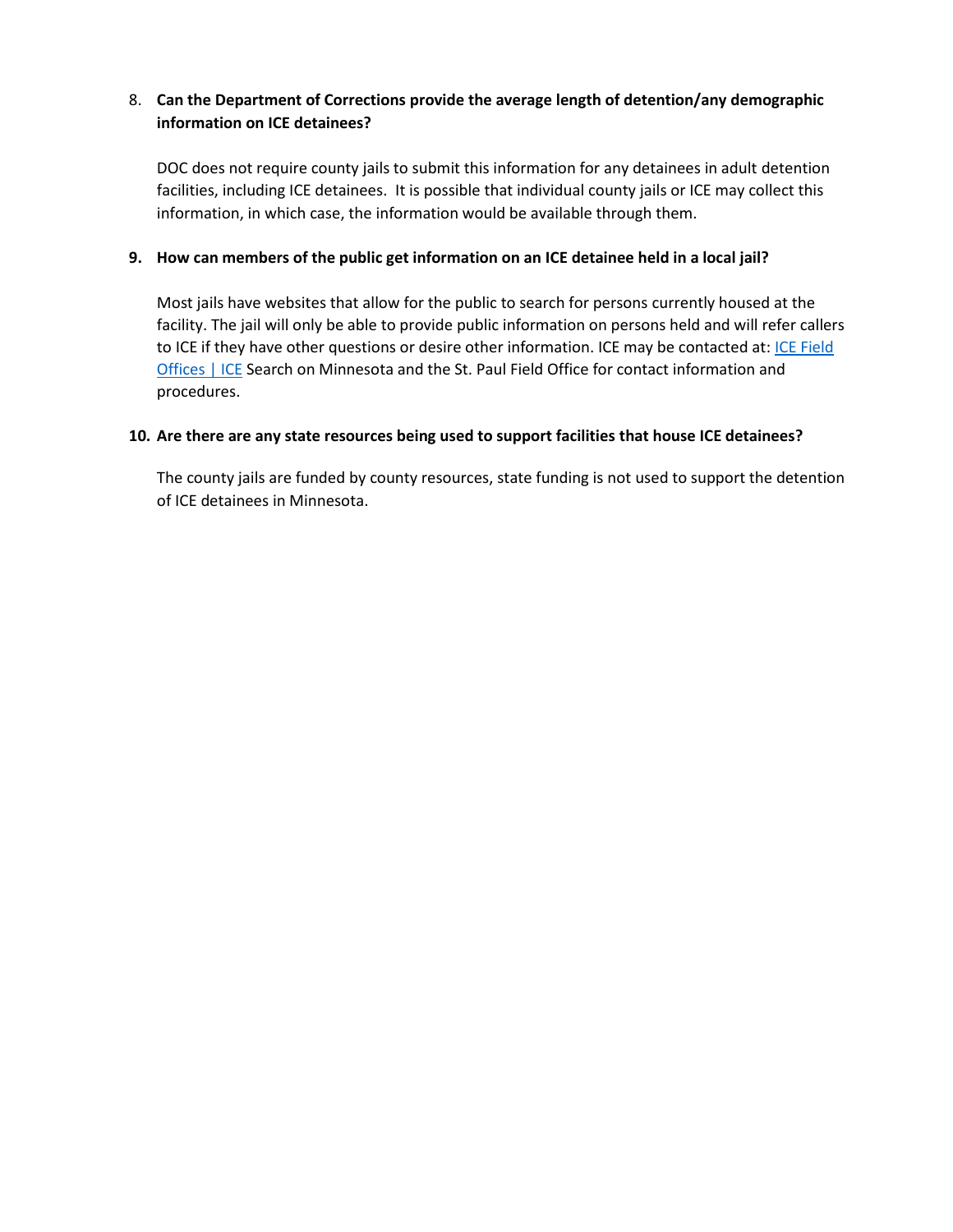8. **Can the Department of Corrections provide the average length of detention/any demographic information on ICE detainees?**

   DOC does not require county jails to submit this information for any detainees in adult detention facilities, including ICE detainees. It is possible that individual county jails or ICE may collect this information, in which case, the information would be available through them.

9. **How can members of the public get information on an ICE detainee held in a local jail?**

   Most jails have websites that allow for the public to search for persons currently housed at the facility. The jail will only be able to provide public information on persons held and will refer callers to ICE if they have other questions or desire other information. ICE may be contacted at: ICE Field Offices | ICE Search on Minnesota and the St. Paul Field Office for contact information and procedures.

10. **Are there are any state resources being used to support facilities that house ICE detainees?**

    The county jails are funded by county resources, state funding is not used to support the detention of ICE detainees in Minnesota.